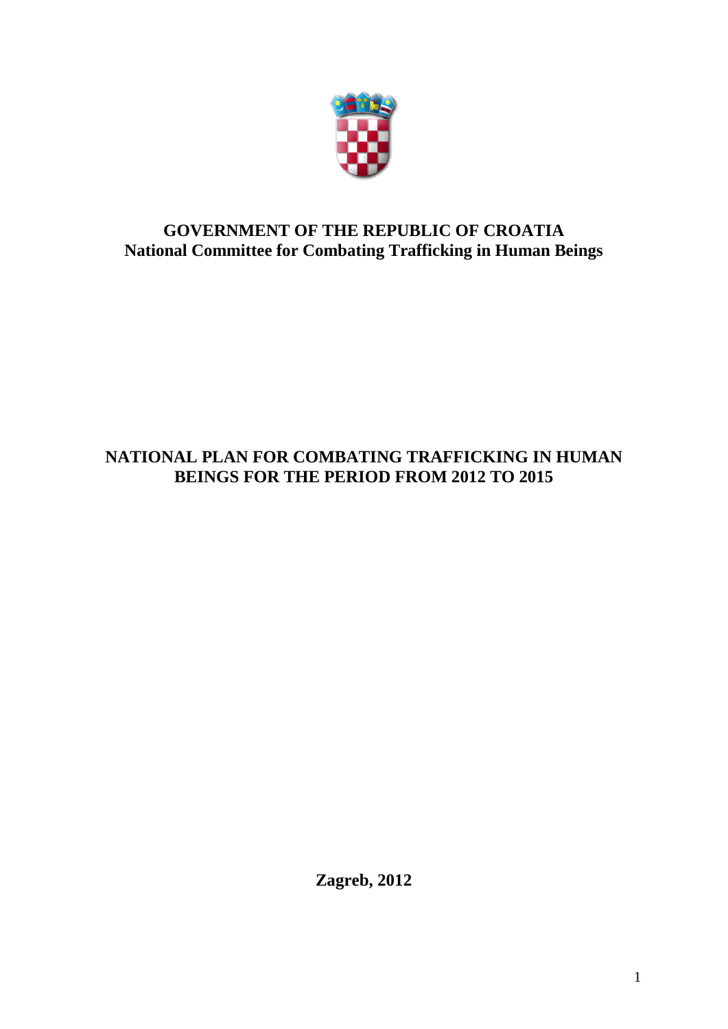**GOVERNMENT OF THE REPUBLIC OF CROATIA**
**National Committee for Combating Trafficking in Human Beings**

# NATIONAL PLAN FOR COMBATING TRAFFICKING IN HUMAN BEINGS FOR THE PERIOD FROM 2012 TO 2015

**Zagreb, 2012**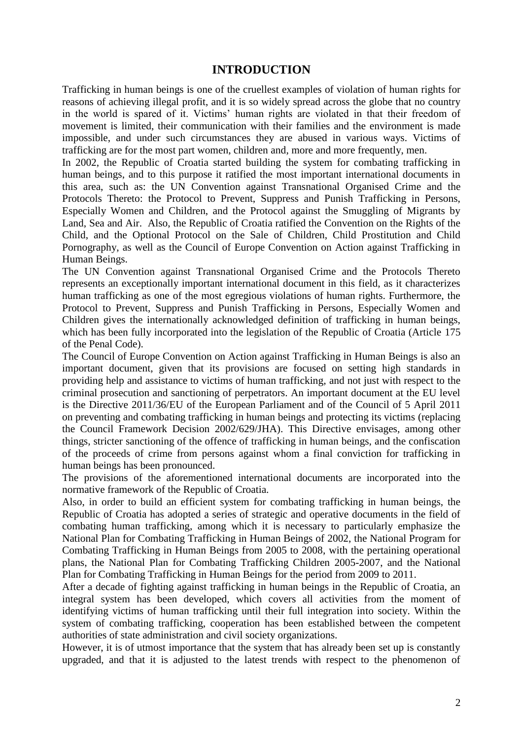# INTRODUCTION

Trafficking in human beings is one of the cruellest examples of violation of human rights for reasons of achieving illegal profit, and it is so widely spread across the globe that no country in the world is spared of it. Victims' human rights are violated in that their freedom of movement is limited, their communication with their families and the environment is made impossible, and under such circumstances they are abused in various ways. Victims of trafficking are for the most part women, children and, more and more frequently, men.

In 2002, the Republic of Croatia started building the system for combating trafficking in human beings, and to this purpose it ratified the most important international documents in this area, such as: the UN Convention against Transnational Organised Crime and the Protocols Thereto: the Protocol to Prevent, Suppress and Punish Trafficking in Persons, Especially Women and Children, and the Protocol against the Smuggling of Migrants by Land, Sea and Air. Also, the Republic of Croatia ratified the Convention on the Rights of the Child, and the Optional Protocol on the Sale of Children, Child Prostitution and Child Pornography, as well as the Council of Europe Convention on Action against Trafficking in Human Beings.

The UN Convention against Transnational Organised Crime and the Protocols Thereto represents an exceptionally important international document in this field, as it characterizes human trafficking as one of the most egregious violations of human rights. Furthermore, the Protocol to Prevent, Suppress and Punish Trafficking in Persons, Especially Women and Children gives the internationally acknowledged definition of trafficking in human beings, which has been fully incorporated into the legislation of the Republic of Croatia (Article 175 of the Penal Code).

The Council of Europe Convention on Action against Trafficking in Human Beings is also an important document, given that its provisions are focused on setting high standards in providing help and assistance to victims of human trafficking, and not just with respect to the criminal prosecution and sanctioning of perpetrators. An important document at the EU level is the Directive 2011/36/EU of the European Parliament and of the Council of 5 April 2011 on preventing and combating trafficking in human beings and protecting its victims (replacing the Council Framework Decision 2002/629/JHA). This Directive envisages, among other things, stricter sanctioning of the offence of trafficking in human beings, and the confiscation of the proceeds of crime from persons against whom a final conviction for trafficking in human beings has been pronounced.

The provisions of the aforementioned international documents are incorporated into the normative framework of the Republic of Croatia.

Also, in order to build an efficient system for combating trafficking in human beings, the Republic of Croatia has adopted a series of strategic and operative documents in the field of combating human trafficking, among which it is necessary to particularly emphasize the National Plan for Combating Trafficking in Human Beings of 2002, the National Program for Combating Trafficking in Human Beings from 2005 to 2008, with the pertaining operational plans, the National Plan for Combating Trafficking Children 2005-2007, and the National Plan for Combating Trafficking in Human Beings for the period from 2009 to 2011.

After a decade of fighting against trafficking in human beings in the Republic of Croatia, an integral system has been developed, which covers all activities from the moment of identifying victims of human trafficking until their full integration into society. Within the system of combating trafficking, cooperation has been established between the competent authorities of state administration and civil society organizations.

However, it is of utmost importance that the system that has already been set up is constantly upgraded, and that it is adjusted to the latest trends with respect to the phenomenon of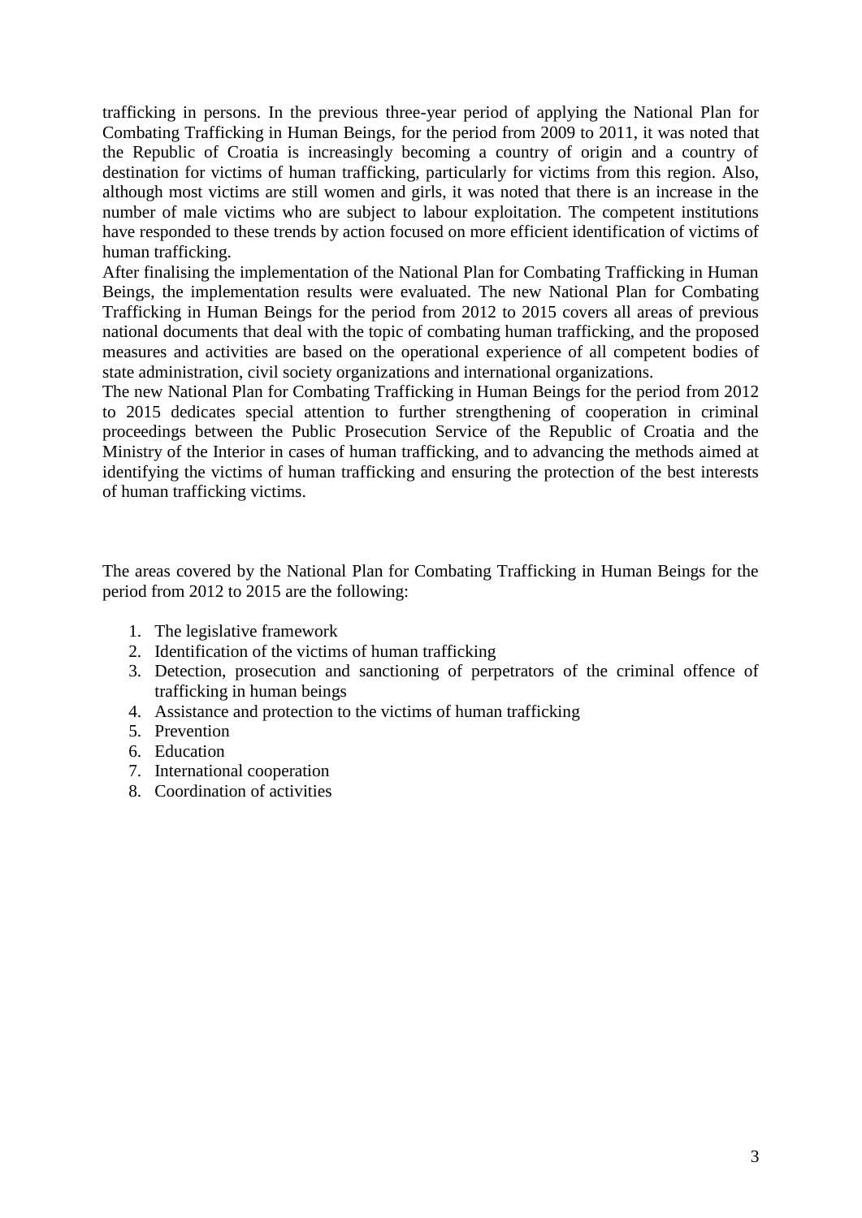trafficking in persons. In the previous three-year period of applying the National Plan for Combating Trafficking in Human Beings, for the period from 2009 to 2011, it was noted that the Republic of Croatia is increasingly becoming a country of origin and a country of destination for victims of human trafficking, particularly for victims from this region. Also, although most victims are still women and girls, it was noted that there is an increase in the number of male victims who are subject to labour exploitation. The competent institutions have responded to these trends by action focused on more efficient identification of victims of human trafficking.

After finalising the implementation of the National Plan for Combating Trafficking in Human Beings, the implementation results were evaluated. The new National Plan for Combating Trafficking in Human Beings for the period from 2012 to 2015 covers all areas of previous national documents that deal with the topic of combating human trafficking, and the proposed measures and activities are based on the operational experience of all competent bodies of state administration, civil society organizations and international organizations.

The new National Plan for Combating Trafficking in Human Beings for the period from 2012 to 2015 dedicates special attention to further strengthening of cooperation in criminal proceedings between the Public Prosecution Service of the Republic of Croatia and the Ministry of the Interior in cases of human trafficking, and to advancing the methods aimed at identifying the victims of human trafficking and ensuring the protection of the best interests of human trafficking victims.

The areas covered by the National Plan for Combating Trafficking in Human Beings for the period from 2012 to 2015 are the following:

1. The legislative framework
2. Identification of the victims of human trafficking
3. Detection, prosecution and sanctioning of perpetrators of the criminal offence of trafficking in human beings
4. Assistance and protection to the victims of human trafficking
5. Prevention
6. Education
7. International cooperation
8. Coordination of activities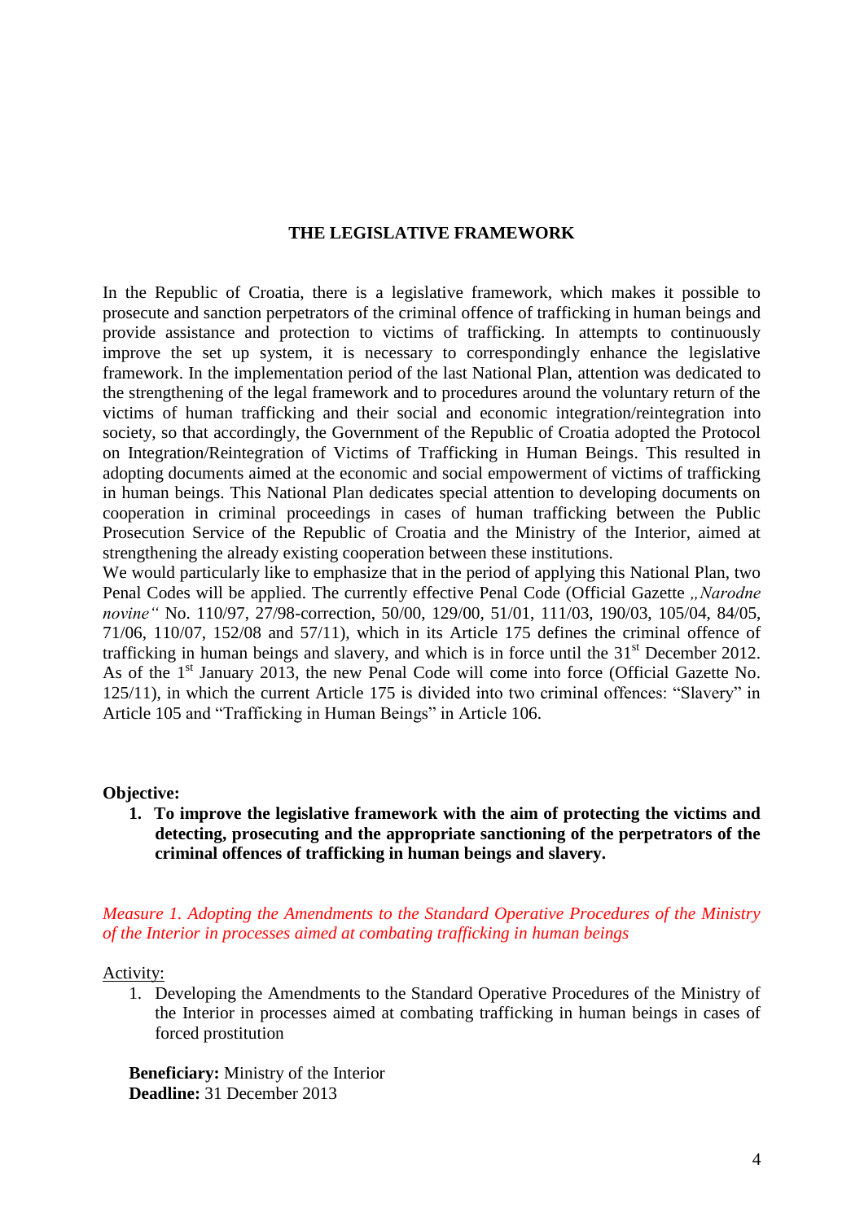## THE LEGISLATIVE FRAMEWORK

In the Republic of Croatia, there is a legislative framework, which makes it possible to prosecute and sanction perpetrators of the criminal offence of trafficking in human beings and provide assistance and protection to victims of trafficking. In attempts to continuously improve the set up system, it is necessary to correspondingly enhance the legislative framework. In the implementation period of the last National Plan, attention was dedicated to the strengthening of the legal framework and to procedures around the voluntary return of the victims of human trafficking and their social and economic integration/reintegration into society, so that accordingly, the Government of the Republic of Croatia adopted the Protocol on Integration/Reintegration of Victims of Trafficking in Human Beings. This resulted in adopting documents aimed at the economic and social empowerment of victims of trafficking in human beings. This National Plan dedicates special attention to developing documents on cooperation in criminal proceedings in cases of human trafficking between the Public Prosecution Service of the Republic of Croatia and the Ministry of the Interior, aimed at strengthening the already existing cooperation between these institutions.

We would particularly like to emphasize that in the period of applying this National Plan, two Penal Codes will be applied. The currently effective Penal Code (Official Gazette *„Narodne novine“* No. 110/97, 27/98-correction, 50/00, 129/00, 51/01, 111/03, 190/03, 105/04, 84/05, 71/06, 110/07, 152/08 and 57/11), which in its Article 175 defines the criminal offence of trafficking in human beings and slavery, and which is in force until the 31st December 2012. As of the 1st January 2013, the new Penal Code will come into force (Official Gazette No. 125/11), in which the current Article 175 is divided into two criminal offences: “Slavery” in Article 105 and “Trafficking in Human Beings” in Article 106.

**Objective:**

1. **To improve the legislative framework with the aim of protecting the victims and detecting, prosecuting and the appropriate sanctioning of the perpetrators of the criminal offences of trafficking in human beings and slavery.**

*Measure 1. Adopting the Amendments to the Standard Operative Procedures of the Ministry of the Interior in processes aimed at combating trafficking in human beings*

Activity:

1. Developing the Amendments to the Standard Operative Procedures of the Ministry of the Interior in processes aimed at combating trafficking in human beings in cases of forced prostitution

**Beneficiary:** Ministry of the Interior
**Deadline:** 31 December 2013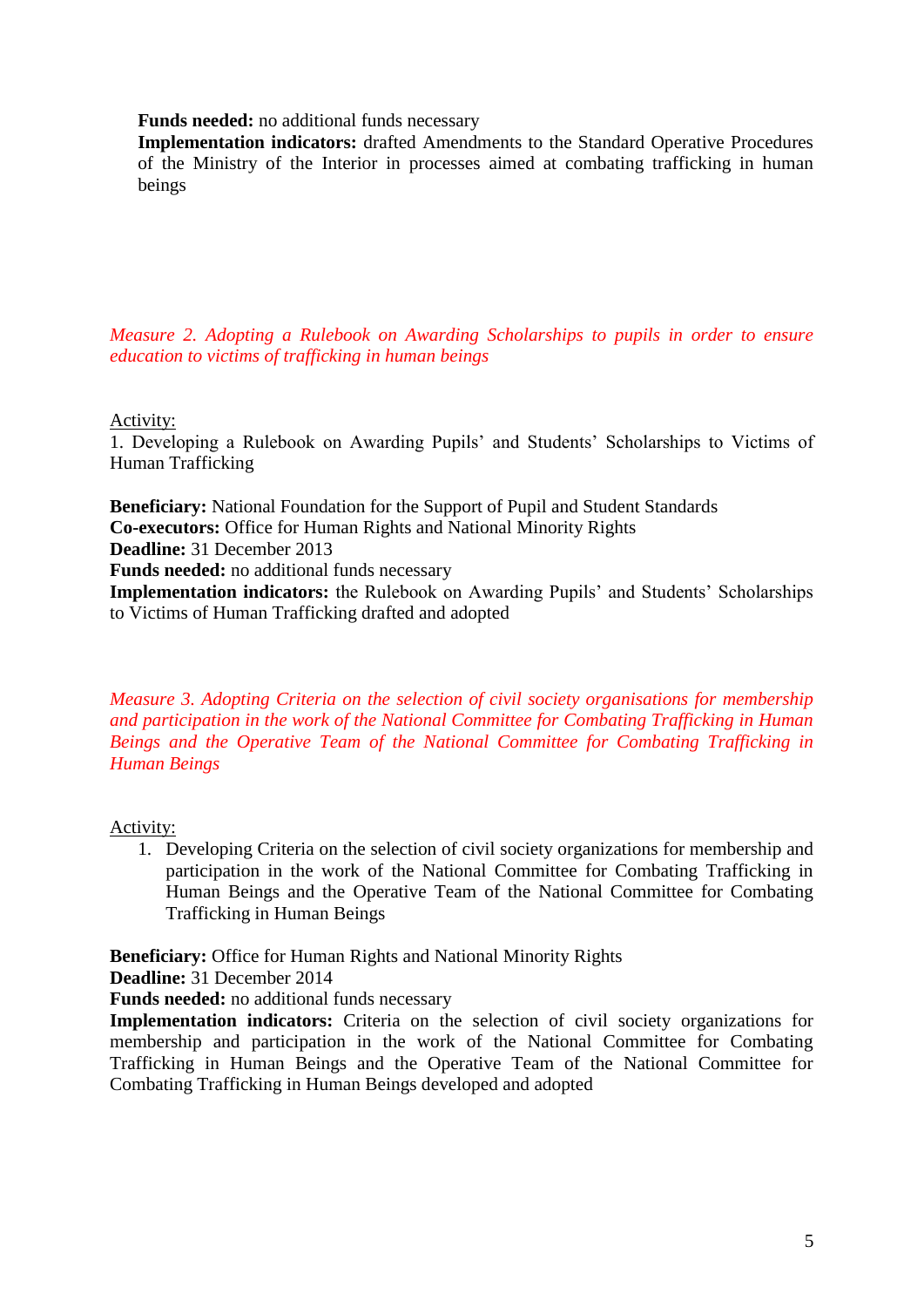**Funds needed:** no additional funds necessary
**Implementation indicators:** drafted Amendments to the Standard Operative Procedures of the Ministry of the Interior in processes aimed at combating trafficking in human beings

*Measure 2. Adopting a Rulebook on Awarding Scholarships to pupils in order to ensure education to victims of trafficking in human beings*

Activity:
1. Developing a Rulebook on Awarding Pupils' and Students' Scholarships to Victims of Human Trafficking

**Beneficiary:** National Foundation for the Support of Pupil and Student Standards
**Co-executors:** Office for Human Rights and National Minority Rights
**Deadline:** 31 December 2013
**Funds needed:** no additional funds necessary
**Implementation indicators:** the Rulebook on Awarding Pupils' and Students' Scholarships to Victims of Human Trafficking drafted and adopted

*Measure 3. Adopting Criteria on the selection of civil society organisations for membership and participation in the work of the National Committee for Combating Trafficking in Human Beings and the Operative Team of the National Committee for Combating Trafficking in Human Beings*

Activity:
1. Developing Criteria on the selection of civil society organizations for membership and participation in the work of the National Committee for Combating Trafficking in Human Beings and the Operative Team of the National Committee for Combating Trafficking in Human Beings

**Beneficiary:** Office for Human Rights and National Minority Rights
**Deadline:** 31 December 2014
**Funds needed:** no additional funds necessary
**Implementation indicators:** Criteria on the selection of civil society organizations for membership and participation in the work of the National Committee for Combating Trafficking in Human Beings and the Operative Team of the National Committee for Combating Trafficking in Human Beings developed and adopted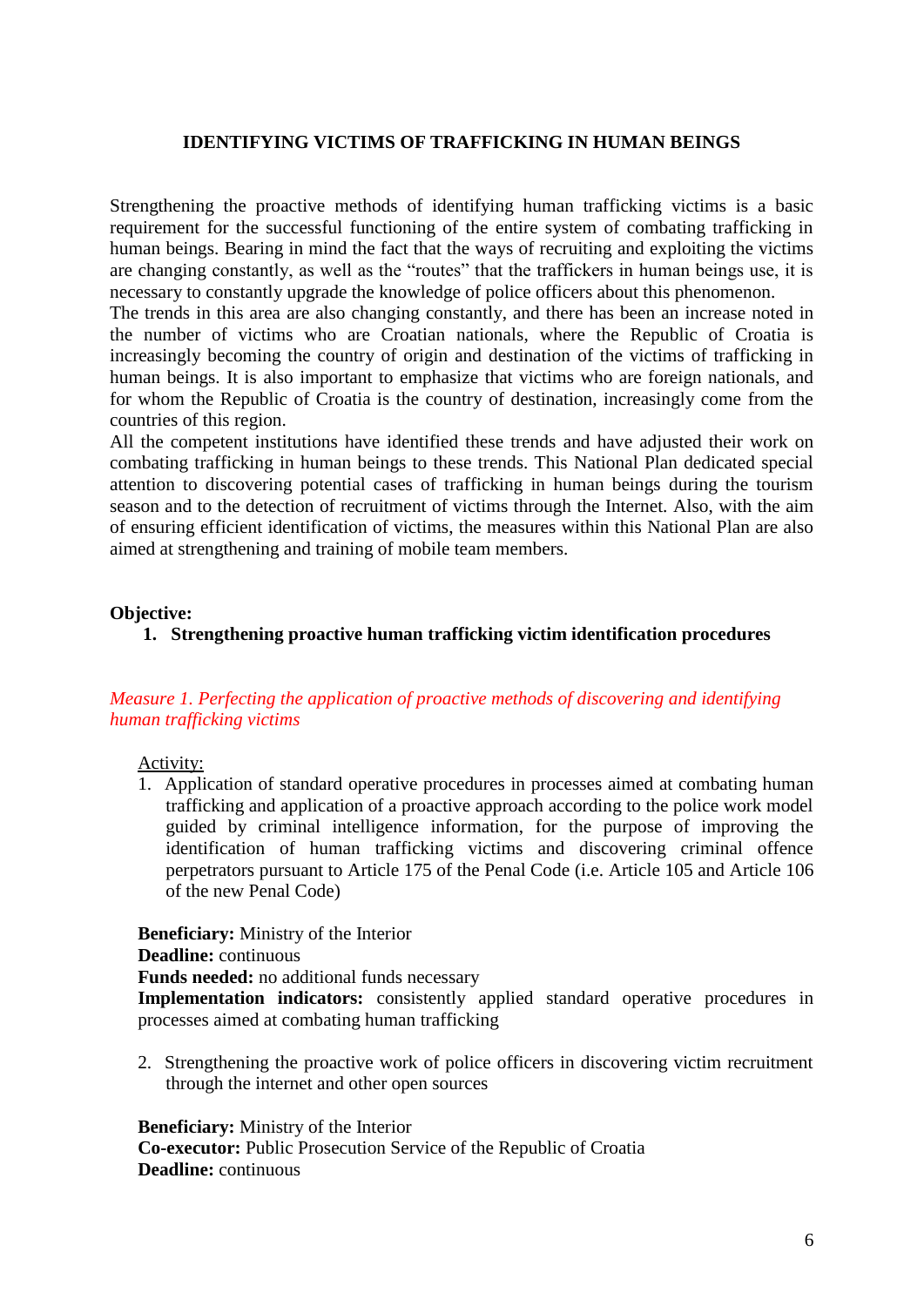## IDENTIFYING VICTIMS OF TRAFFICKING IN HUMAN BEINGS

Strengthening the proactive methods of identifying human trafficking victims is a basic requirement for the successful functioning of the entire system of combating trafficking in human beings. Bearing in mind the fact that the ways of recruiting and exploiting the victims are changing constantly, as well as the "routes" that the traffickers in human beings use, it is necessary to constantly upgrade the knowledge of police officers about this phenomenon.
The trends in this area are also changing constantly, and there has been an increase noted in the number of victims who are Croatian nationals, where the Republic of Croatia is increasingly becoming the country of origin and destination of the victims of trafficking in human beings. It is also important to emphasize that victims who are foreign nationals, and for whom the Republic of Croatia is the country of destination, increasingly come from the countries of this region.
All the competent institutions have identified these trends and have adjusted their work on combating trafficking in human beings to these trends. This National Plan dedicated special attention to discovering potential cases of trafficking in human beings during the tourism season and to the detection of recruitment of victims through the Internet. Also, with the aim of ensuring efficient identification of victims, the measures within this National Plan are also aimed at strengthening and training of mobile team members.

**Objective:**

1. **Strengthening proactive human trafficking victim identification procedures**

*Measure 1. Perfecting the application of proactive methods of discovering and identifying human trafficking victims*

Activity:

1. Application of standard operative procedures in processes aimed at combating human trafficking and application of a proactive approach according to the police work model guided by criminal intelligence information, for the purpose of improving the identification of human trafficking victims and discovering criminal offence perpetrators pursuant to Article 175 of the Penal Code (i.e. Article 105 and Article 106 of the new Penal Code)

**Beneficiary:** Ministry of the Interior
**Deadline:** continuous
**Funds needed:** no additional funds necessary
**Implementation indicators:** consistently applied standard operative procedures in processes aimed at combating human trafficking

2. Strengthening the proactive work of police officers in discovering victim recruitment through the internet and other open sources

**Beneficiary:** Ministry of the Interior
**Co-executor:** Public Prosecution Service of the Republic of Croatia
**Deadline:** continuous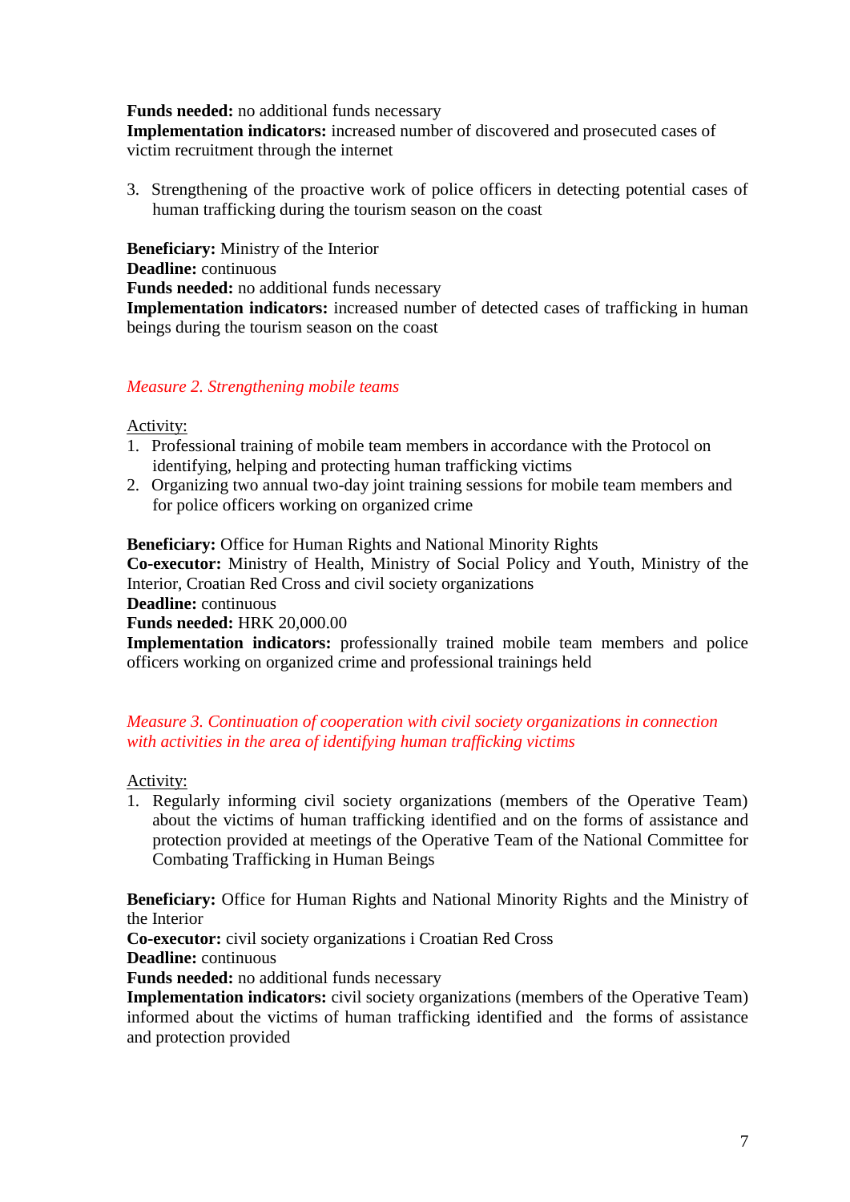**Funds needed:** no additional funds necessary
**Implementation indicators:** increased number of discovered and prosecuted cases of victim recruitment through the internet

3. Strengthening of the proactive work of police officers in detecting potential cases of human trafficking during the tourism season on the coast

**Beneficiary:** Ministry of the Interior
**Deadline:** continuous
**Funds needed:** no additional funds necessary
**Implementation indicators:** increased number of detected cases of trafficking in human beings during the tourism season on the coast

*Measure 2. Strengthening mobile teams*

Activity:

1. Professional training of mobile team members in accordance with the Protocol on identifying, helping and protecting human trafficking victims
2. Organizing two annual two-day joint training sessions for mobile team members and for police officers working on organized crime

**Beneficiary:** Office for Human Rights and National Minority Rights
**Co-executor:** Ministry of Health, Ministry of Social Policy and Youth, Ministry of the Interior, Croatian Red Cross and civil society organizations
**Deadline:** continuous
**Funds needed:** HRK 20,000.00
**Implementation indicators:** professionally trained mobile team members and police officers working on organized crime and professional trainings held

*Measure 3. Continuation of cooperation with civil society organizations in connection with activities in the area of identifying human trafficking victims*

Activity:

1. Regularly informing civil society organizations (members of the Operative Team) about the victims of human trafficking identified and on the forms of assistance and protection provided at meetings of the Operative Team of the National Committee for Combating Trafficking in Human Beings

**Beneficiary:** Office for Human Rights and National Minority Rights and the Ministry of the Interior
**Co-executor:** civil society organizations i Croatian Red Cross
**Deadline:** continuous
**Funds needed:** no additional funds necessary
**Implementation indicators:** civil society organizations (members of the Operative Team) informed about the victims of human trafficking identified and the forms of assistance and protection provided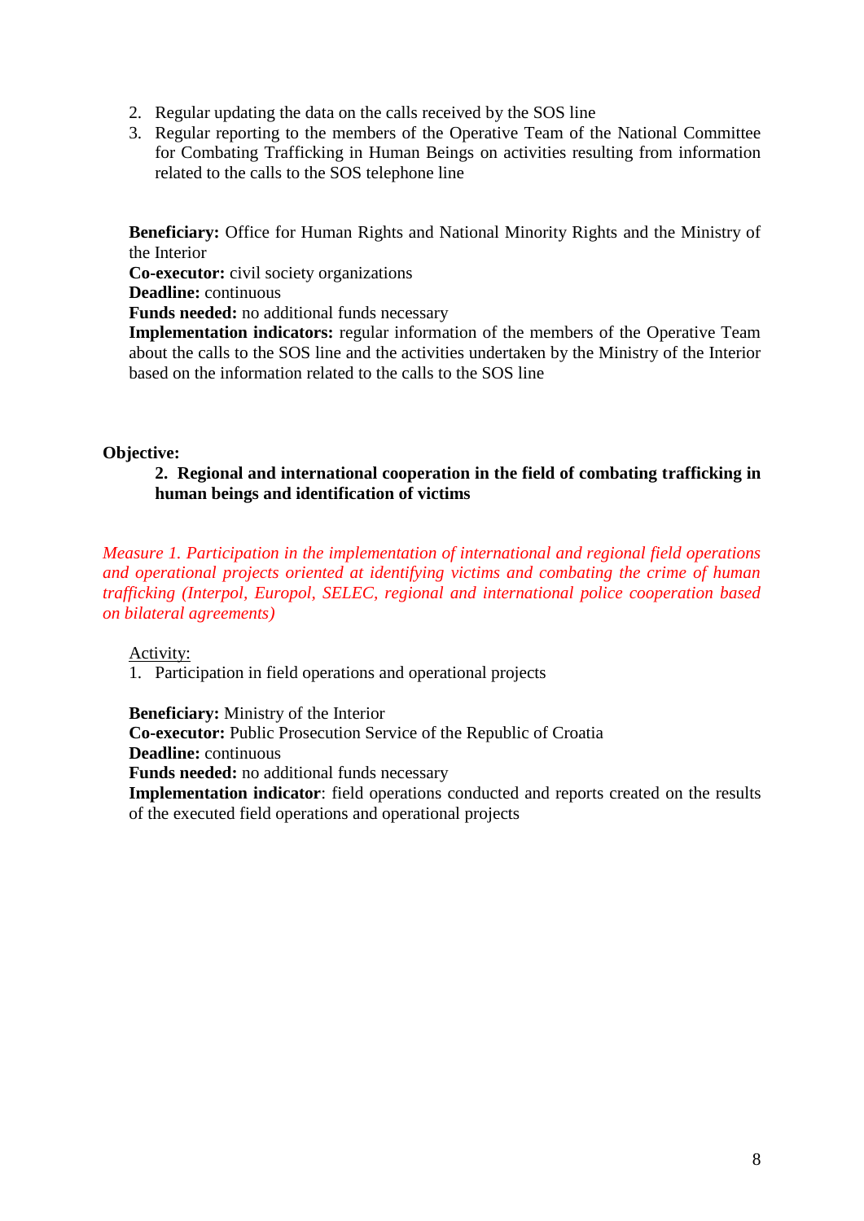2. Regular updating the data on the calls received by the SOS line
3. Regular reporting to the members of the Operative Team of the National Committee for Combating Trafficking in Human Beings on activities resulting from information related to the calls to the SOS telephone line

**Beneficiary:** Office for Human Rights and National Minority Rights and the Ministry of the Interior
**Co-executor:** civil society organizations
**Deadline:** continuous
**Funds needed:** no additional funds necessary
**Implementation indicators:** regular information of the members of the Operative Team about the calls to the SOS line and the activities undertaken by the Ministry of the Interior based on the information related to the calls to the SOS line

**Objective:**

**2. Regional and international cooperation in the field of combating trafficking in human beings and identification of victims**

*Measure 1. Participation in the implementation of international and regional field operations and operational projects oriented at identifying victims and combating the crime of human trafficking (Interpol, Europol, SELEC, regional and international police cooperation based on bilateral agreements)*

Activity:

1. Participation in field operations and operational projects

**Beneficiary:** Ministry of the Interior
**Co-executor:** Public Prosecution Service of the Republic of Croatia
**Deadline:** continuous
**Funds needed:** no additional funds necessary
**Implementation indicator**: field operations conducted and reports created on the results of the executed field operations and operational projects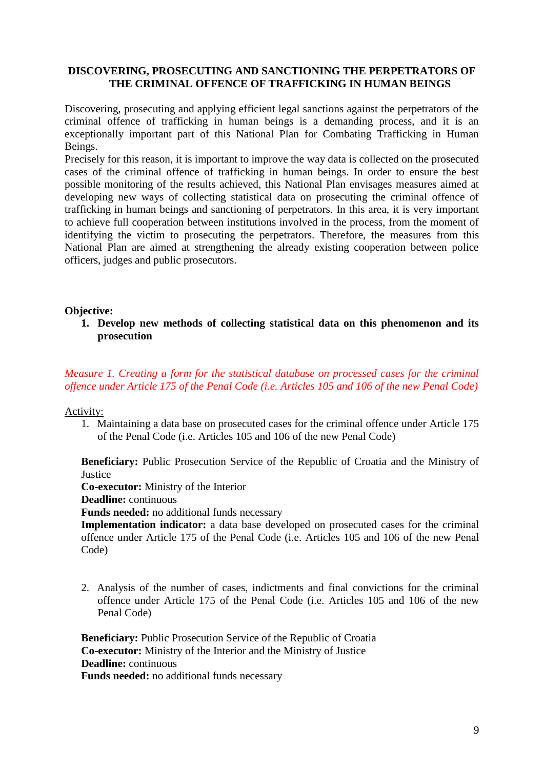## DISCOVERING, PROSECUTING AND SANCTIONING THE PERPETRATORS OF THE CRIMINAL OFFENCE OF TRAFFICKING IN HUMAN BEINGS

Discovering, prosecuting and applying efficient legal sanctions against the perpetrators of the criminal offence of trafficking in human beings is a demanding process, and it is an exceptionally important part of this National Plan for Combating Trafficking in Human Beings.
Precisely for this reason, it is important to improve the way data is collected on the prosecuted cases of the criminal offence of trafficking in human beings. In order to ensure the best possible monitoring of the results achieved, this National Plan envisages measures aimed at developing new ways of collecting statistical data on prosecuting the criminal offence of trafficking in human beings and sanctioning of perpetrators. In this area, it is very important to achieve full cooperation between institutions involved in the process, from the moment of identifying the victim to prosecuting the perpetrators. Therefore, the measures from this National Plan are aimed at strengthening the already existing cooperation between police officers, judges and public prosecutors.

**Objective:**

1. **Develop new methods of collecting statistical data on this phenomenon and its prosecution**

*Measure 1. Creating a form for the statistical database on processed cases for the criminal offence under Article 175 of the Penal Code (i.e. Articles 105 and 106 of the new Penal Code)*

Activity:

1. Maintaining a data base on prosecuted cases for the criminal offence under Article 175 of the Penal Code (i.e. Articles 105 and 106 of the new Penal Code)

   **Beneficiary:** Public Prosecution Service of the Republic of Croatia and the Ministry of Justice
   **Co-executor:** Ministry of the Interior
   **Deadline:** continuous
   **Funds needed:** no additional funds necessary
   **Implementation indicator:** a data base developed on prosecuted cases for the criminal offence under Article 175 of the Penal Code (i.e. Articles 105 and 106 of the new Penal Code)

2. Analysis of the number of cases, indictments and final convictions for the criminal offence under Article 175 of the Penal Code (i.e. Articles 105 and 106 of the new Penal Code)

   **Beneficiary:** Public Prosecution Service of the Republic of Croatia
   **Co-executor:** Ministry of the Interior and the Ministry of Justice
   **Deadline:** continuous
   **Funds needed:** no additional funds necessary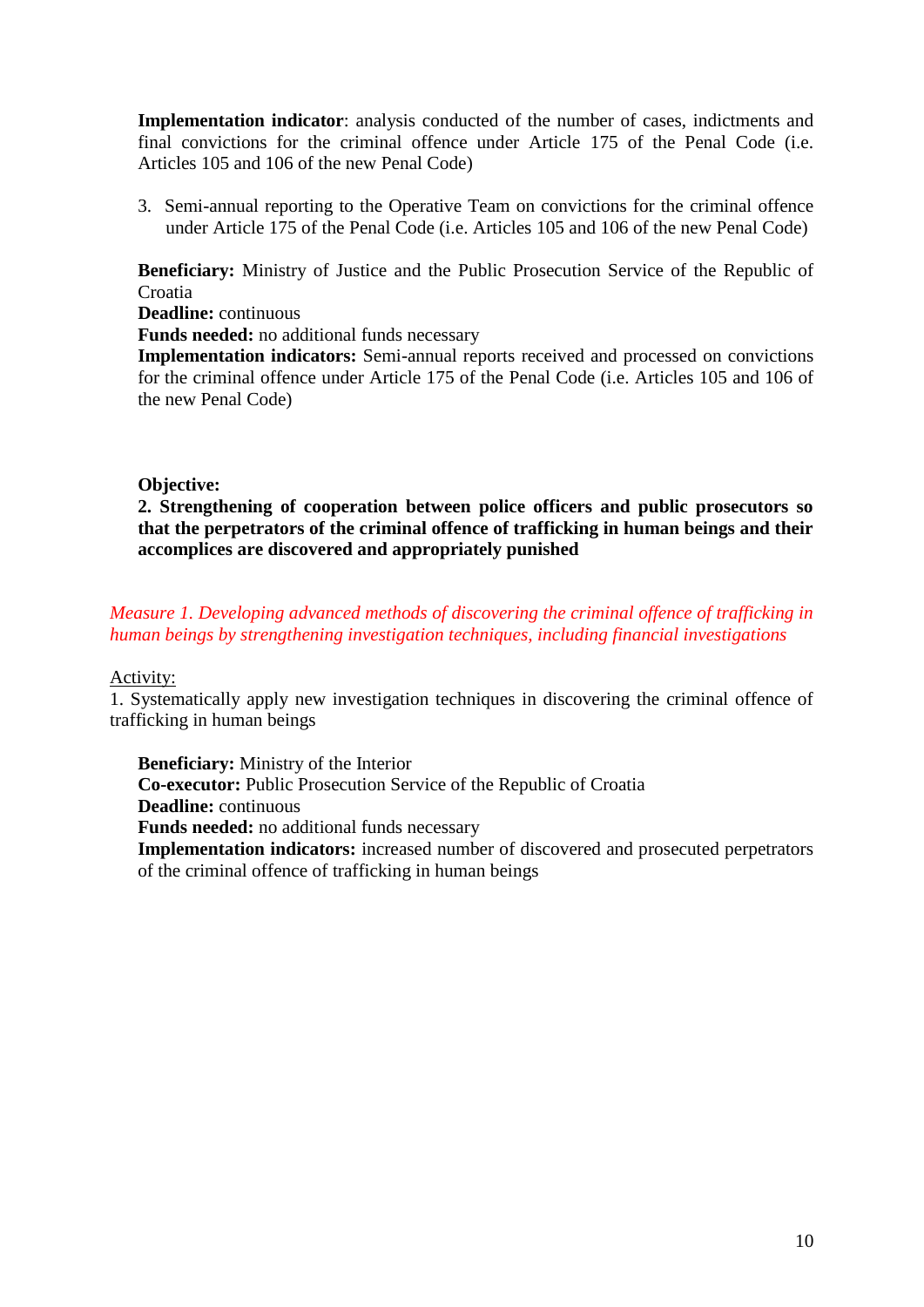**Implementation indicator**: analysis conducted of the number of cases, indictments and final convictions for the criminal offence under Article 175 of the Penal Code (i.e. Articles 105 and 106 of the new Penal Code)

3. Semi-annual reporting to the Operative Team on convictions for the criminal offence under Article 175 of the Penal Code (i.e. Articles 105 and 106 of the new Penal Code)

**Beneficiary:** Ministry of Justice and the Public Prosecution Service of the Republic of Croatia
**Deadline:** continuous
**Funds needed:** no additional funds necessary
**Implementation indicators:** Semi-annual reports received and processed on convictions for the criminal offence under Article 175 of the Penal Code (i.e. Articles 105 and 106 of the new Penal Code)

**Objective:**

**2. Strengthening of cooperation between police officers and public prosecutors so that the perpetrators of the criminal offence of trafficking in human beings and their accomplices are discovered and appropriately punished**

*Measure 1. Developing advanced methods of discovering the criminal offence of trafficking in human beings by strengthening investigation techniques, including financial investigations*

Activity:

1. Systematically apply new investigation techniques in discovering the criminal offence of trafficking in human beings

**Beneficiary:** Ministry of the Interior
**Co-executor:** Public Prosecution Service of the Republic of Croatia
**Deadline:** continuous
**Funds needed:** no additional funds necessary
**Implementation indicators:** increased number of discovered and prosecuted perpetrators of the criminal offence of trafficking in human beings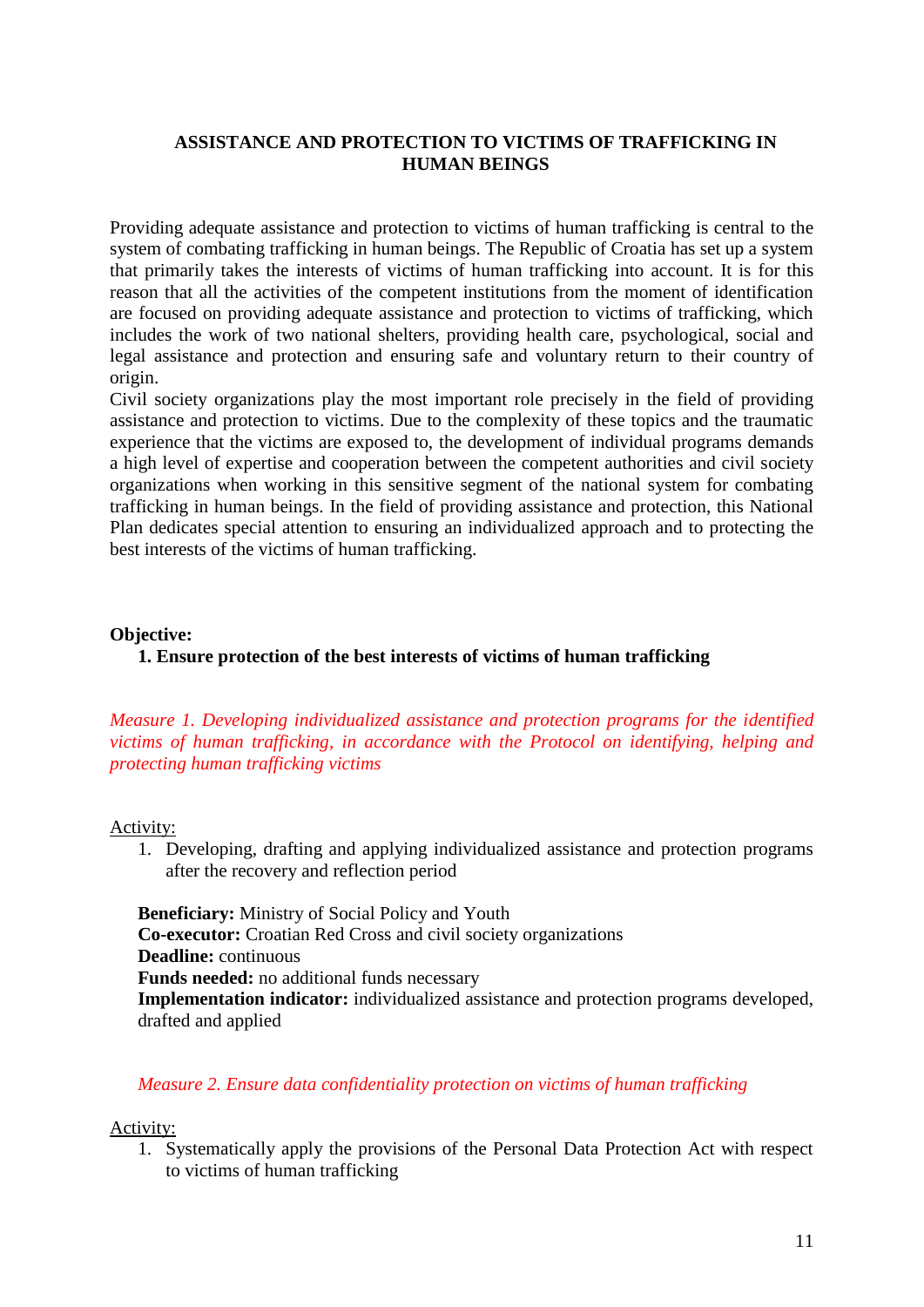## ASSISTANCE AND PROTECTION TO VICTIMS OF TRAFFICKING IN HUMAN BEINGS

Providing adequate assistance and protection to victims of human trafficking is central to the system of combating trafficking in human beings. The Republic of Croatia has set up a system that primarily takes the interests of victims of human trafficking into account. It is for this reason that all the activities of the competent institutions from the moment of identification are focused on providing adequate assistance and protection to victims of trafficking, which includes the work of two national shelters, providing health care, psychological, social and legal assistance and protection and ensuring safe and voluntary return to their country of origin.

Civil society organizations play the most important role precisely in the field of providing assistance and protection to victims. Due to the complexity of these topics and the traumatic experience that the victims are exposed to, the development of individual programs demands a high level of expertise and cooperation between the competent authorities and civil society organizations when working in this sensitive segment of the national system for combating trafficking in human beings. In the field of providing assistance and protection, this National Plan dedicates special attention to ensuring an individualized approach and to protecting the best interests of the victims of human trafficking.

**Objective:**

**1. Ensure protection of the best interests of victims of human trafficking**

*Measure 1. Developing individualized assistance and protection programs for the identified victims of human trafficking, in accordance with the Protocol on identifying, helping and protecting human trafficking victims*

Activity:

1. Developing, drafting and applying individualized assistance and protection programs after the recovery and reflection period

**Beneficiary:** Ministry of Social Policy and Youth
**Co-executor:** Croatian Red Cross and civil society organizations
**Deadline:** continuous
**Funds needed:** no additional funds necessary
**Implementation indicator:** individualized assistance and protection programs developed, drafted and applied

*Measure 2. Ensure data confidentiality protection on victims of human trafficking*

Activity:

1. Systematically apply the provisions of the Personal Data Protection Act with respect to victims of human trafficking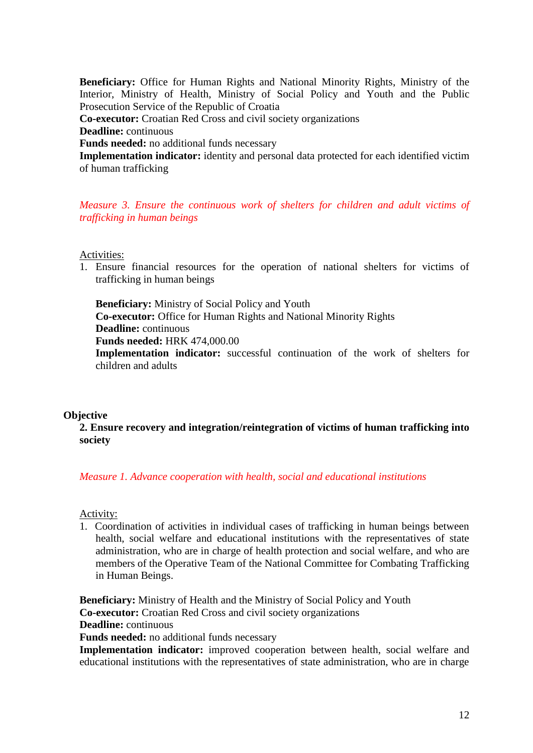**Beneficiary:** Office for Human Rights and National Minority Rights, Ministry of the Interior, Ministry of Health, Ministry of Social Policy and Youth and the Public Prosecution Service of the Republic of Croatia
**Co-executor:** Croatian Red Cross and civil society organizations
**Deadline:** continuous
**Funds needed:** no additional funds necessary
**Implementation indicator:** identity and personal data protected for each identified victim of human trafficking

*Measure 3. Ensure the continuous work of shelters for children and adult victims of trafficking in human beings*

Activities:

1. Ensure financial resources for the operation of national shelters for victims of trafficking in human beings

   **Beneficiary:** Ministry of Social Policy and Youth
   **Co-executor:** Office for Human Rights and National Minority Rights
   **Deadline:** continuous
   **Funds needed:** HRK 474,000.00
   **Implementation indicator:** successful continuation of the work of shelters for children and adults

**Objective**

**2. Ensure recovery and integration/reintegration of victims of human trafficking into society**

*Measure 1. Advance cooperation with health, social and educational institutions*

Activity:

1. Coordination of activities in individual cases of trafficking in human beings between health, social welfare and educational institutions with the representatives of state administration, who are in charge of health protection and social welfare, and who are members of the Operative Team of the National Committee for Combating Trafficking in Human Beings.

**Beneficiary:** Ministry of Health and the Ministry of Social Policy and Youth
**Co-executor:** Croatian Red Cross and civil society organizations
**Deadline:** continuous
**Funds needed:** no additional funds necessary
**Implementation indicator:** improved cooperation between health, social welfare and educational institutions with the representatives of state administration, who are in charge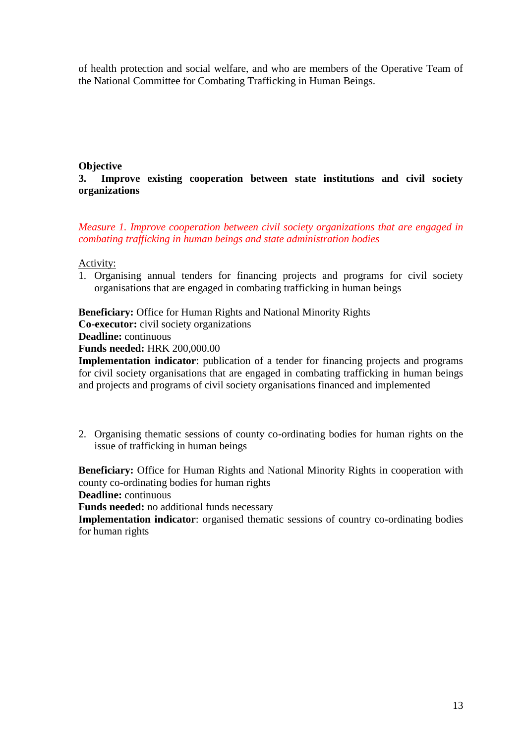of health protection and social welfare, and who are members of the Operative Team of the National Committee for Combating Trafficking in Human Beings.

**Objective**

**3. Improve existing cooperation between state institutions and civil society organizations**

*Measure 1. Improve cooperation between civil society organizations that are engaged in combating trafficking in human beings and state administration bodies*

Activity:

1. Organising annual tenders for financing projects and programs for civil society organisations that are engaged in combating trafficking in human beings

**Beneficiary:** Office for Human Rights and National Minority Rights
**Co-executor:** civil society organizations
**Deadline:** continuous
**Funds needed:** HRK 200,000.00
**Implementation indicator**: publication of a tender for financing projects and programs for civil society organisations that are engaged in combating trafficking in human beings and projects and programs of civil society organisations financed and implemented

2. Organising thematic sessions of county co-ordinating bodies for human rights on the issue of trafficking in human beings

**Beneficiary:** Office for Human Rights and National Minority Rights in cooperation with county co-ordinating bodies for human rights
**Deadline:** continuous
**Funds needed:** no additional funds necessary
**Implementation indicator**: organised thematic sessions of country co-ordinating bodies for human rights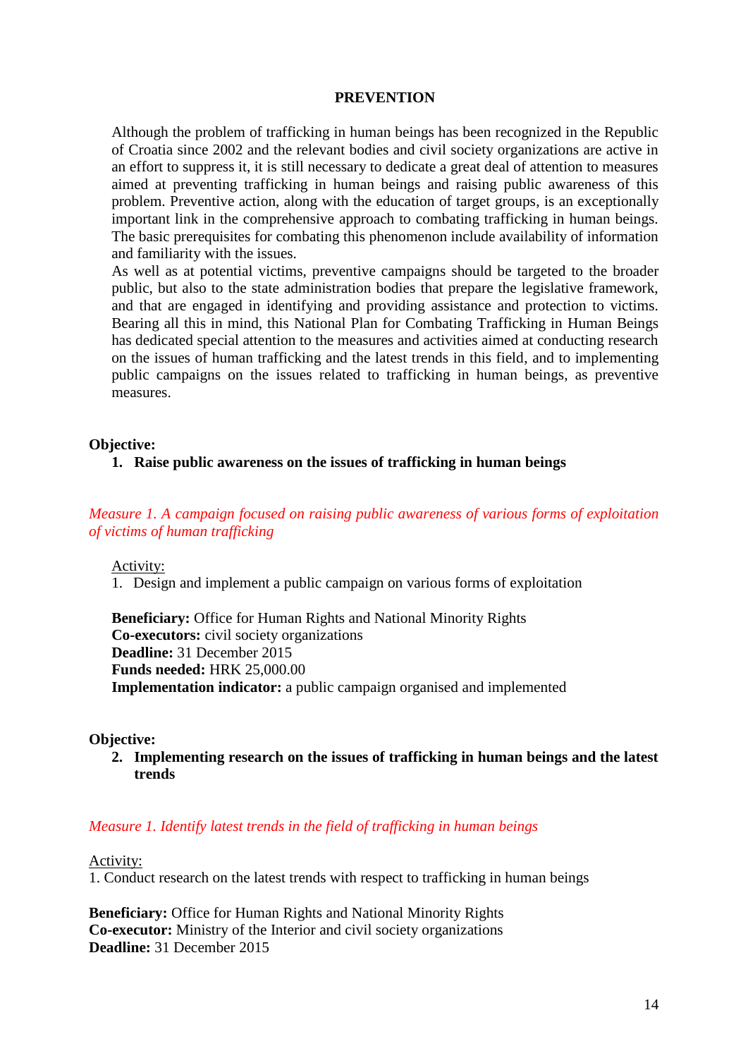## PREVENTION

Although the problem of trafficking in human beings has been recognized in the Republic of Croatia since 2002 and the relevant bodies and civil society organizations are active in an effort to suppress it, it is still necessary to dedicate a great deal of attention to measures aimed at preventing trafficking in human beings and raising public awareness of this problem. Preventive action, along with the education of target groups, is an exceptionally important link in the comprehensive approach to combating trafficking in human beings. The basic prerequisites for combating this phenomenon include availability of information and familiarity with the issues.

As well as at potential victims, preventive campaigns should be targeted to the broader public, but also to the state administration bodies that prepare the legislative framework, and that are engaged in identifying and providing assistance and protection to victims. Bearing all this in mind, this National Plan for Combating Trafficking in Human Beings has dedicated special attention to the measures and activities aimed at conducting research on the issues of human trafficking and the latest trends in this field, and to implementing public campaigns on the issues related to trafficking in human beings, as preventive measures.

**Objective:**

1. **Raise public awareness on the issues of trafficking in human beings**

*Measure 1. A campaign focused on raising public awareness of various forms of exploitation of victims of human trafficking*

Activity:

1. Design and implement a public campaign on various forms of exploitation

**Beneficiary:** Office for Human Rights and National Minority Rights
**Co-executors:** civil society organizations
**Deadline:** 31 December 2015
**Funds needed:** HRK 25,000.00
**Implementation indicator:** a public campaign organised and implemented

**Objective:**

2. **Implementing research on the issues of trafficking in human beings and the latest trends**

*Measure 1. Identify latest trends in the field of trafficking in human beings*

Activity:

1. Conduct research on the latest trends with respect to trafficking in human beings

**Beneficiary:** Office for Human Rights and National Minority Rights
**Co-executor:** Ministry of the Interior and civil society organizations
**Deadline:** 31 December 2015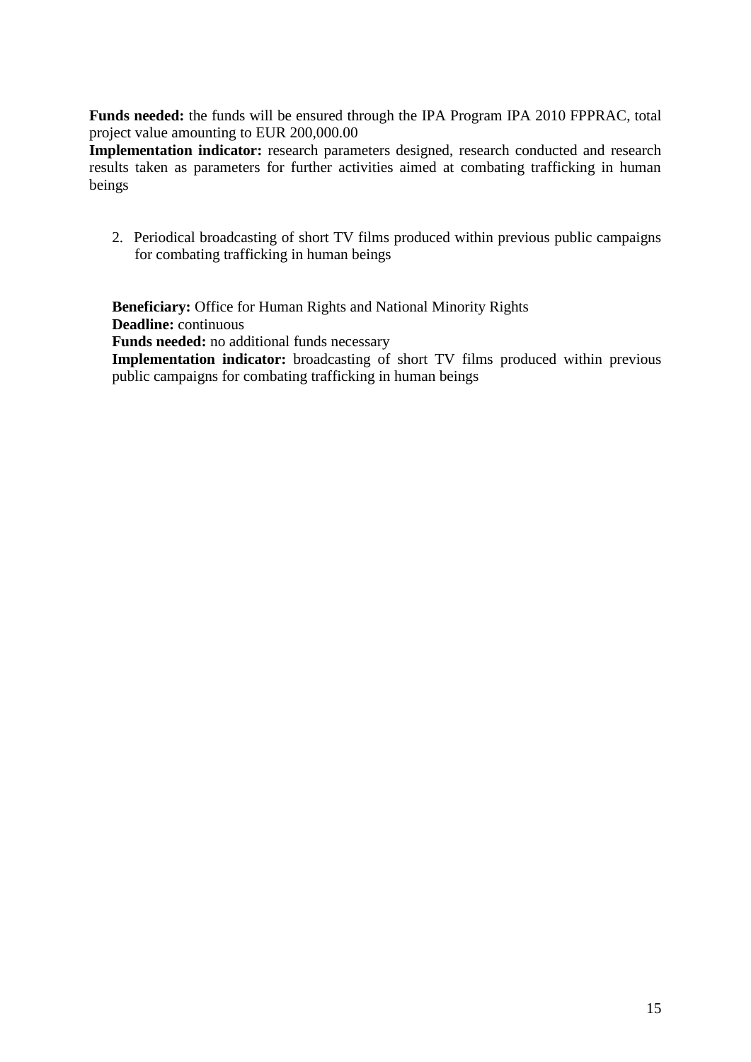**Funds needed:** the funds will be ensured through the IPA Program IPA 2010 FPPRAC, total project value amounting to EUR 200,000.00

**Implementation indicator:** research parameters designed, research conducted and research results taken as parameters for further activities aimed at combating trafficking in human beings

2. Periodical broadcasting of short TV films produced within previous public campaigns for combating trafficking in human beings

**Beneficiary:** Office for Human Rights and National Minority Rights

**Deadline:** continuous

**Funds needed:** no additional funds necessary

**Implementation indicator:** broadcasting of short TV films produced within previous public campaigns for combating trafficking in human beings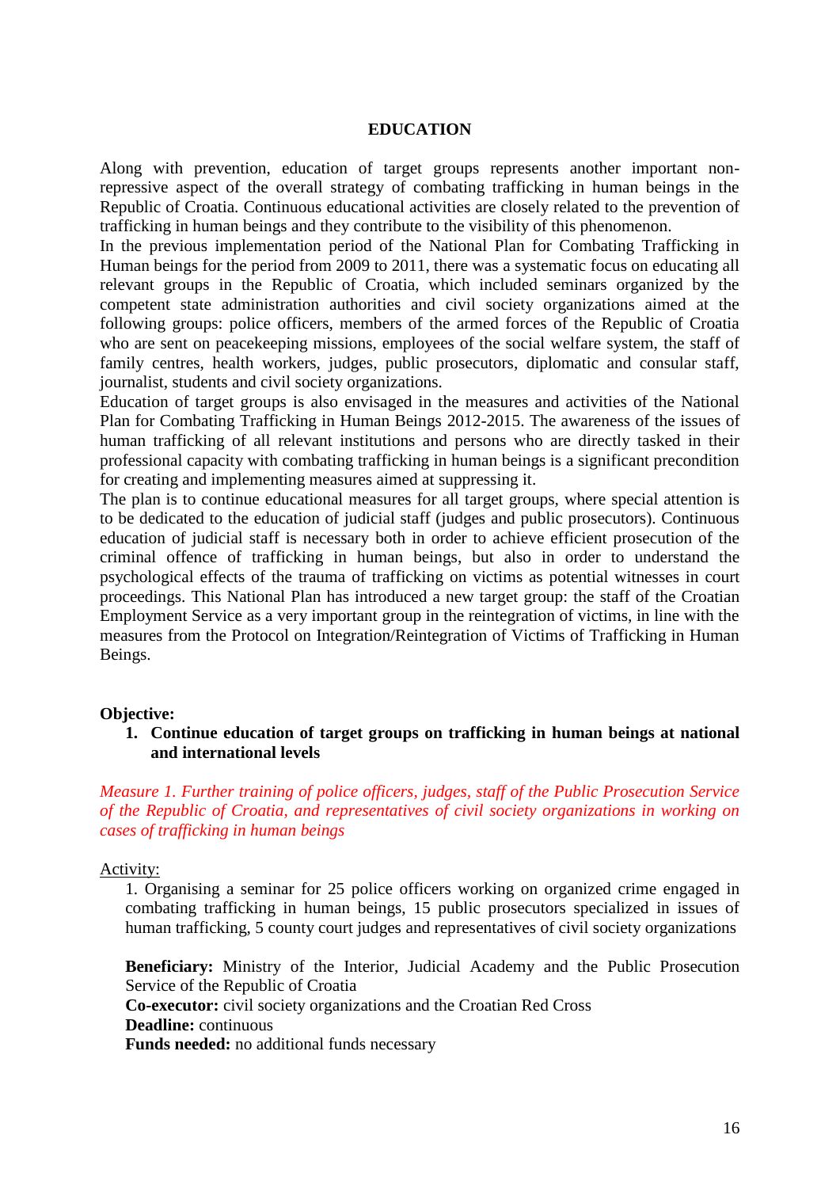## EDUCATION

Along with prevention, education of target groups represents another important non-repressive aspect of the overall strategy of combating trafficking in human beings in the Republic of Croatia. Continuous educational activities are closely related to the prevention of trafficking in human beings and they contribute to the visibility of this phenomenon.

In the previous implementation period of the National Plan for Combating Trafficking in Human beings for the period from 2009 to 2011, there was a systematic focus on educating all relevant groups in the Republic of Croatia, which included seminars organized by the competent state administration authorities and civil society organizations aimed at the following groups: police officers, members of the armed forces of the Republic of Croatia who are sent on peacekeeping missions, employees of the social welfare system, the staff of family centres, health workers, judges, public prosecutors, diplomatic and consular staff, journalist, students and civil society organizations.

Education of target groups is also envisaged in the measures and activities of the National Plan for Combating Trafficking in Human Beings 2012-2015. The awareness of the issues of human trafficking of all relevant institutions and persons who are directly tasked in their professional capacity with combating trafficking in human beings is a significant precondition for creating and implementing measures aimed at suppressing it.

The plan is to continue educational measures for all target groups, where special attention is to be dedicated to the education of judicial staff (judges and public prosecutors). Continuous education of judicial staff is necessary both in order to achieve efficient prosecution of the criminal offence of trafficking in human beings, but also in order to understand the psychological effects of the trauma of trafficking on victims as potential witnesses in court proceedings. This National Plan has introduced a new target group: the staff of the Croatian Employment Service as a very important group in the reintegration of victims, in line with the measures from the Protocol on Integration/Reintegration of Victims of Trafficking in Human Beings.

**Objective:**

1. **Continue education of target groups on trafficking in human beings at national and international levels**

*Measure 1. Further training of police officers, judges, staff of the Public Prosecution Service of the Republic of Croatia, and representatives of civil society organizations in working on cases of trafficking in human beings*

Activity:

1. Organising a seminar for 25 police officers working on organized crime engaged in combating trafficking in human beings, 15 public prosecutors specialized in issues of human trafficking, 5 county court judges and representatives of civil society organizations

**Beneficiary:** Ministry of the Interior, Judicial Academy and the Public Prosecution Service of the Republic of Croatia
**Co-executor:** civil society organizations and the Croatian Red Cross
**Deadline:** continuous
**Funds needed:** no additional funds necessary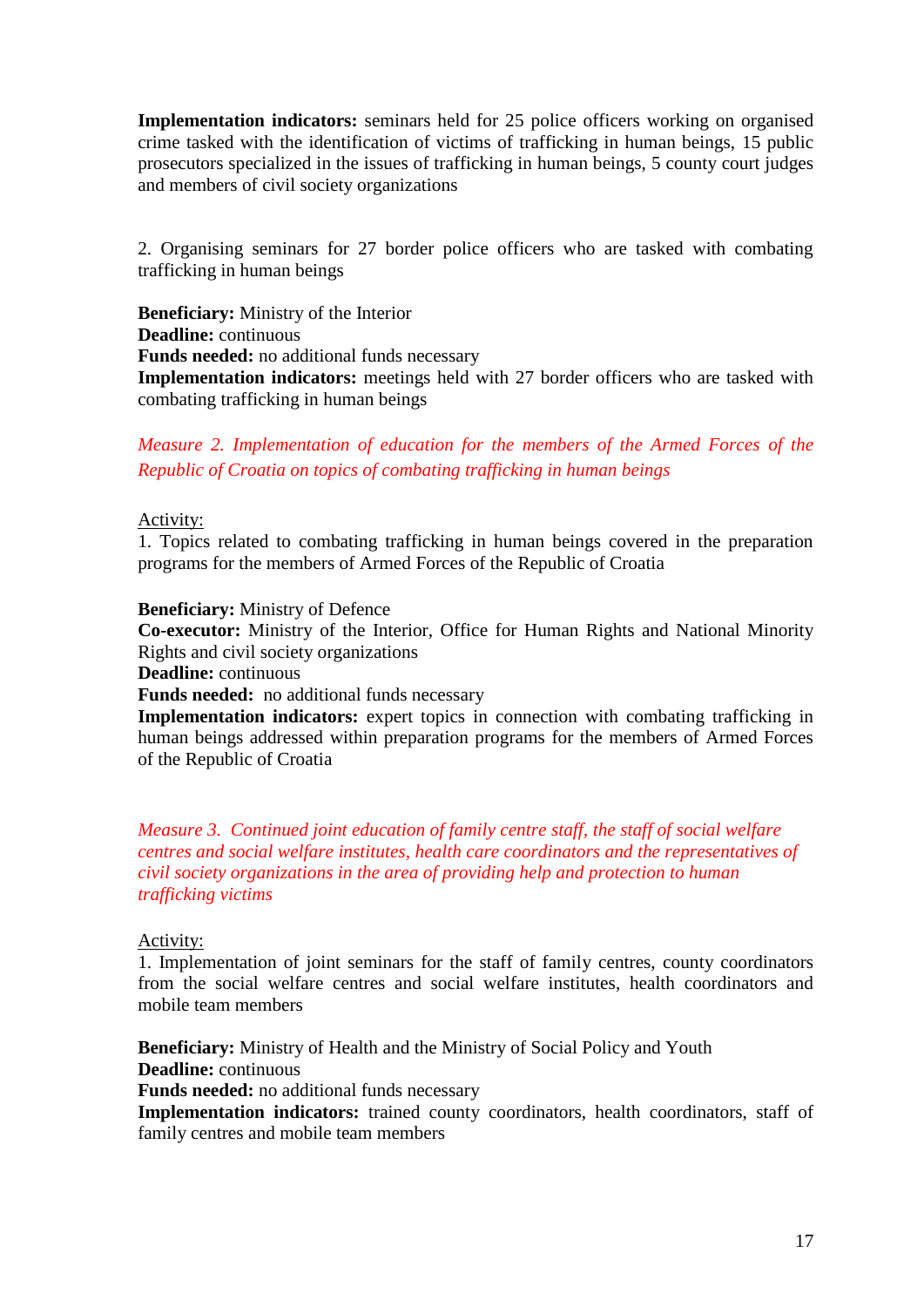**Implementation indicators:** seminars held for 25 police officers working on organised crime tasked with the identification of victims of trafficking in human beings, 15 public prosecutors specialized in the issues of trafficking in human beings, 5 county court judges and members of civil society organizations

2. Organising seminars for 27 border police officers who are tasked with combating trafficking in human beings

**Beneficiary:** Ministry of the Interior
**Deadline:** continuous
**Funds needed:** no additional funds necessary
**Implementation indicators:** meetings held with 27 border officers who are tasked with combating trafficking in human beings

*Measure 2. Implementation of education for the members of the Armed Forces of the Republic of Croatia on topics of combating trafficking in human beings*

Activity:
1. Topics related to combating trafficking in human beings covered in the preparation programs for the members of Armed Forces of the Republic of Croatia

**Beneficiary:** Ministry of Defence
**Co-executor:** Ministry of the Interior, Office for Human Rights and National Minority Rights and civil society organizations
**Deadline:** continuous
**Funds needed:** no additional funds necessary
**Implementation indicators:** expert topics in connection with combating trafficking in human beings addressed within preparation programs for the members of Armed Forces of the Republic of Croatia

*Measure 3. Continued joint education of family centre staff, the staff of social welfare centres and social welfare institutes, health care coordinators and the representatives of civil society organizations in the area of providing help and protection to human trafficking victims*

Activity:
1. Implementation of joint seminars for the staff of family centres, county coordinators from the social welfare centres and social welfare institutes, health coordinators and mobile team members

**Beneficiary:** Ministry of Health and the Ministry of Social Policy and Youth
**Deadline:** continuous
**Funds needed:** no additional funds necessary
**Implementation indicators:** trained county coordinators, health coordinators, staff of family centres and mobile team members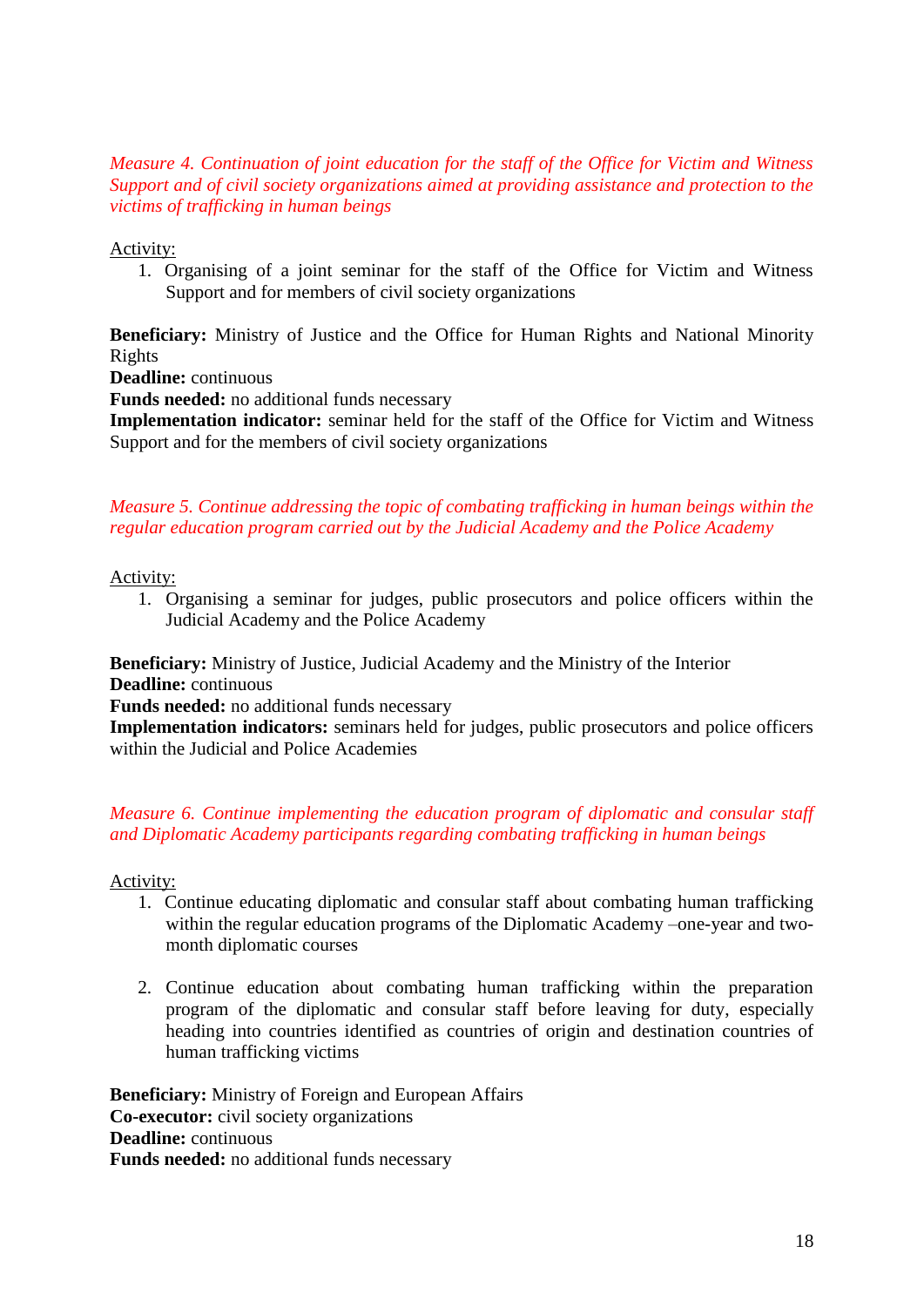*Measure 4. Continuation of joint education for the staff of the Office for Victim and Witness Support and of civil society organizations aimed at providing assistance and protection to the victims of trafficking in human beings*

Activity:

1. Organising of a joint seminar for the staff of the Office for Victim and Witness Support and for members of civil society organizations

**Beneficiary:** Ministry of Justice and the Office for Human Rights and National Minority Rights
**Deadline:** continuous
**Funds needed:** no additional funds necessary
**Implementation indicator:** seminar held for the staff of the Office for Victim and Witness Support and for the members of civil society organizations

*Measure 5. Continue addressing the topic of combating trafficking in human beings within the regular education program carried out by the Judicial Academy and the Police Academy*

Activity:

1. Organising a seminar for judges, public prosecutors and police officers within the Judicial Academy and the Police Academy

**Beneficiary:** Ministry of Justice, Judicial Academy and the Ministry of the Interior
**Deadline:** continuous
**Funds needed:** no additional funds necessary
**Implementation indicators:** seminars held for judges, public prosecutors and police officers within the Judicial and Police Academies

*Measure 6. Continue implementing the education program of diplomatic and consular staff and Diplomatic Academy participants regarding combating trafficking in human beings*

Activity:

1. Continue educating diplomatic and consular staff about combating human trafficking within the regular education programs of the Diplomatic Academy –one-year and two-month diplomatic courses

2. Continue education about combating human trafficking within the preparation program of the diplomatic and consular staff before leaving for duty, especially heading into countries identified as countries of origin and destination countries of human trafficking victims

**Beneficiary:** Ministry of Foreign and European Affairs
**Co-executor:** civil society organizations
**Deadline:** continuous
**Funds needed:** no additional funds necessary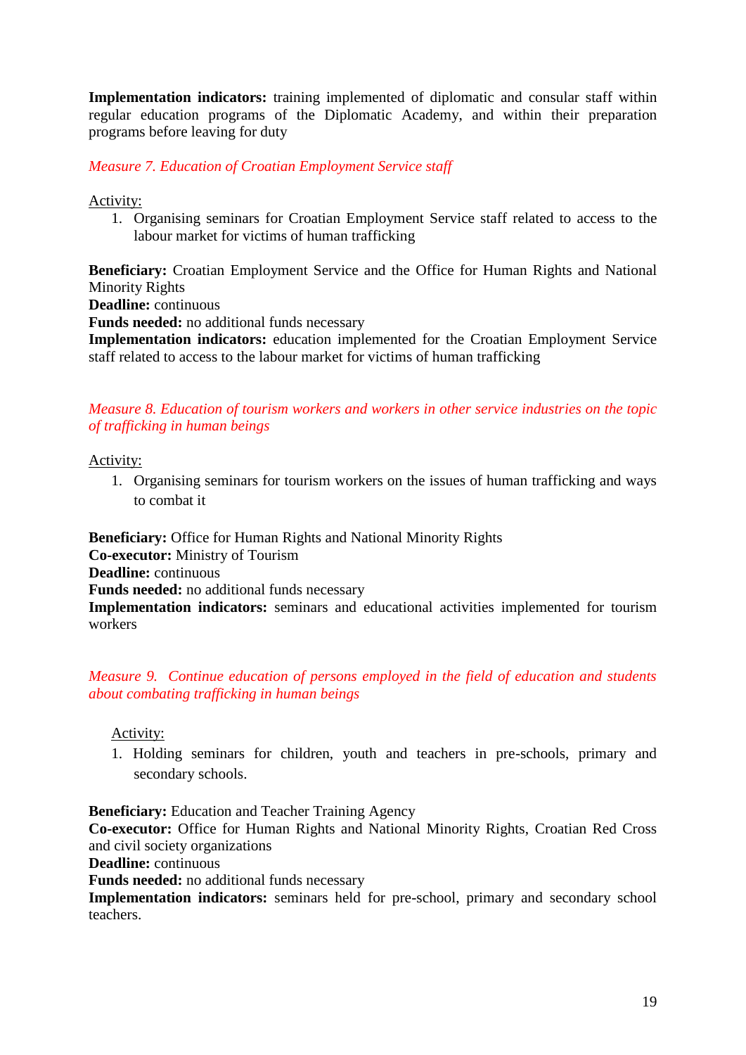**Implementation indicators:** training implemented of diplomatic and consular staff within regular education programs of the Diplomatic Academy, and within their preparation programs before leaving for duty

*Measure 7. Education of Croatian Employment Service staff*

Activity:

1. Organising seminars for Croatian Employment Service staff related to access to the labour market for victims of human trafficking

**Beneficiary:** Croatian Employment Service and the Office for Human Rights and National Minority Rights
**Deadline:** continuous
**Funds needed:** no additional funds necessary
**Implementation indicators:** education implemented for the Croatian Employment Service staff related to access to the labour market for victims of human trafficking

*Measure 8. Education of tourism workers and workers in other service industries on the topic of trafficking in human beings*

Activity:

1. Organising seminars for tourism workers on the issues of human trafficking and ways to combat it

**Beneficiary:** Office for Human Rights and National Minority Rights
**Co-executor:** Ministry of Tourism
**Deadline:** continuous
**Funds needed:** no additional funds necessary
**Implementation indicators:** seminars and educational activities implemented for tourism workers

*Measure 9. Continue education of persons employed in the field of education and students about combating trafficking in human beings*

Activity:

1. Holding seminars for children, youth and teachers in pre-schools, primary and secondary schools.

**Beneficiary:** Education and Teacher Training Agency
**Co-executor:** Office for Human Rights and National Minority Rights, Croatian Red Cross and civil society organizations
**Deadline:** continuous
**Funds needed:** no additional funds necessary
**Implementation indicators:** seminars held for pre-school, primary and secondary school teachers.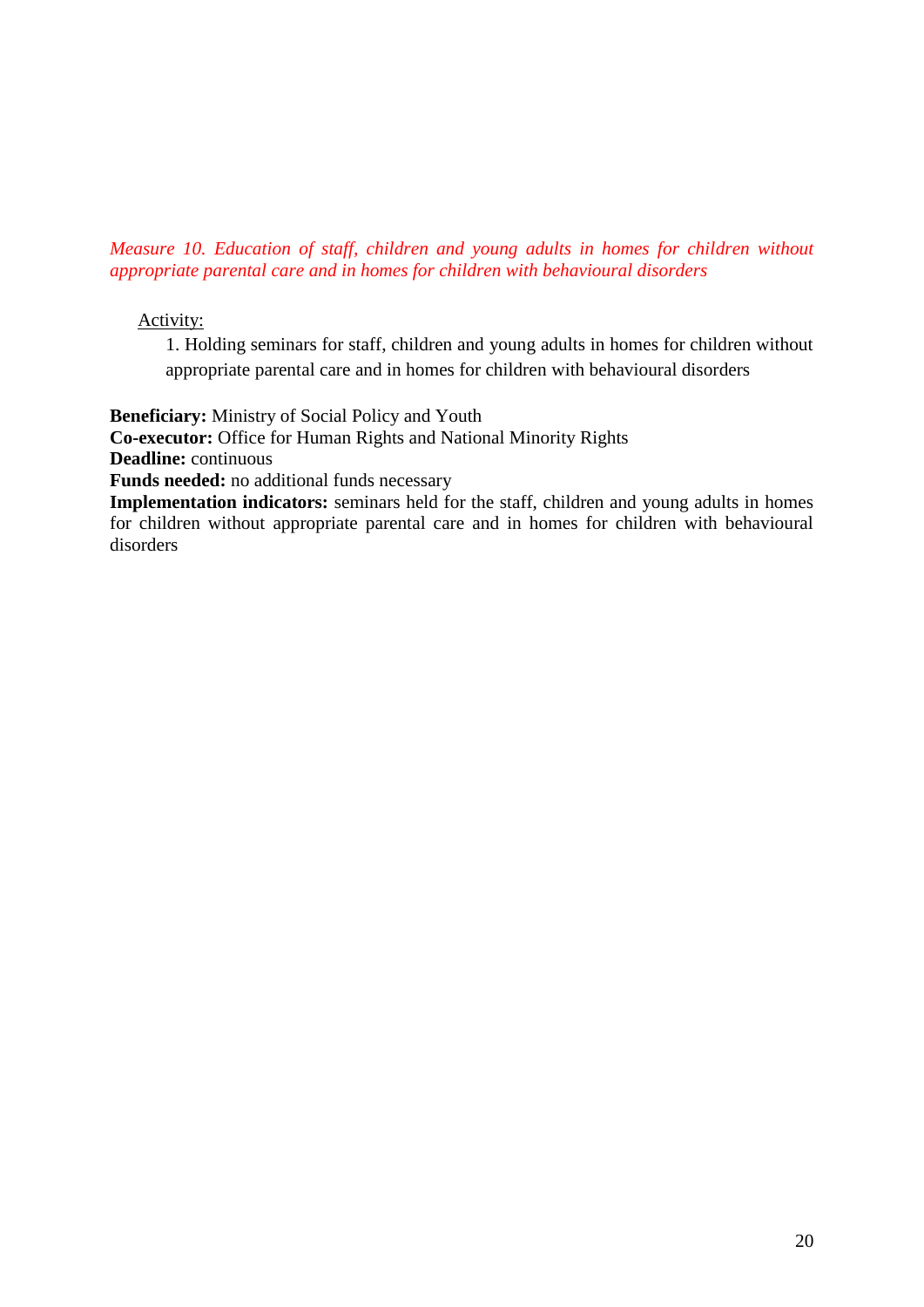*Measure 10. Education of staff, children and young adults in homes for children without appropriate parental care and in homes for children with behavioural disorders*

Activity:

1. Holding seminars for staff, children and young adults in homes for children without appropriate parental care and in homes for children with behavioural disorders

**Beneficiary:** Ministry of Social Policy and Youth
**Co-executor:** Office for Human Rights and National Minority Rights
**Deadline:** continuous
**Funds needed:** no additional funds necessary
**Implementation indicators:** seminars held for the staff, children and young adults in homes for children without appropriate parental care and in homes for children with behavioural disorders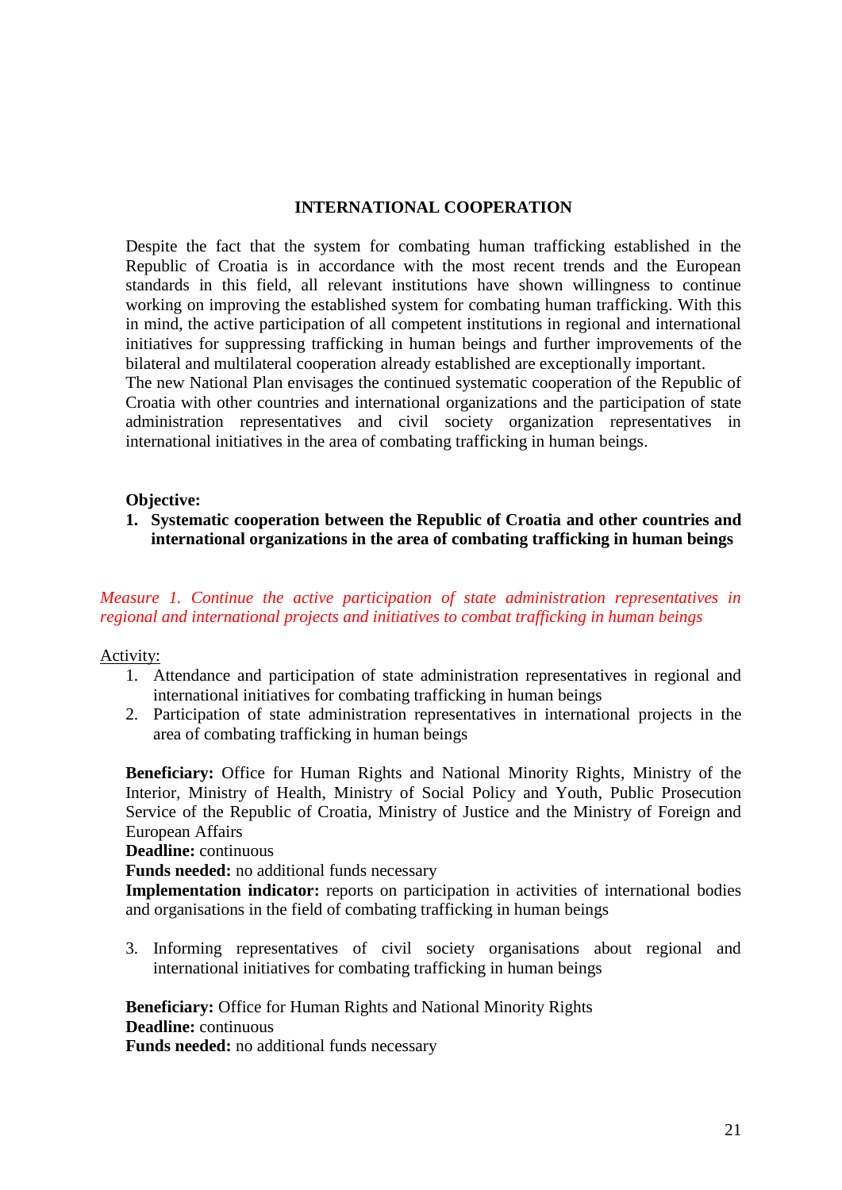## INTERNATIONAL COOPERATION

Despite the fact that the system for combating human trafficking established in the Republic of Croatia is in accordance with the most recent trends and the European standards in this field, all relevant institutions have shown willingness to continue working on improving the established system for combating human trafficking. With this in mind, the active participation of all competent institutions in regional and international initiatives for suppressing trafficking in human beings and further improvements of the bilateral and multilateral cooperation already established are exceptionally important.
The new National Plan envisages the continued systematic cooperation of the Republic of Croatia with other countries and international organizations and the participation of state administration representatives and civil society organization representatives in international initiatives in the area of combating trafficking in human beings.

**Objective:**

1. **Systematic cooperation between the Republic of Croatia and other countries and international organizations in the area of combating trafficking in human beings**

*Measure 1. Continue the active participation of state administration representatives in regional and international projects and initiatives to combat trafficking in human beings*

Activity:

1. Attendance and participation of state administration representatives in regional and international initiatives for combating trafficking in human beings
2. Participation of state administration representatives in international projects in the area of combating trafficking in human beings

**Beneficiary:** Office for Human Rights and National Minority Rights, Ministry of the Interior, Ministry of Health, Ministry of Social Policy and Youth, Public Prosecution Service of the Republic of Croatia, Ministry of Justice and the Ministry of Foreign and European Affairs
**Deadline:** continuous
**Funds needed:** no additional funds necessary
**Implementation indicator:** reports on participation in activities of international bodies and organisations in the field of combating trafficking in human beings

3. Informing representatives of civil society organisations about regional and international initiatives for combating trafficking in human beings

**Beneficiary:** Office for Human Rights and National Minority Rights
**Deadline:** continuous
**Funds needed:** no additional funds necessary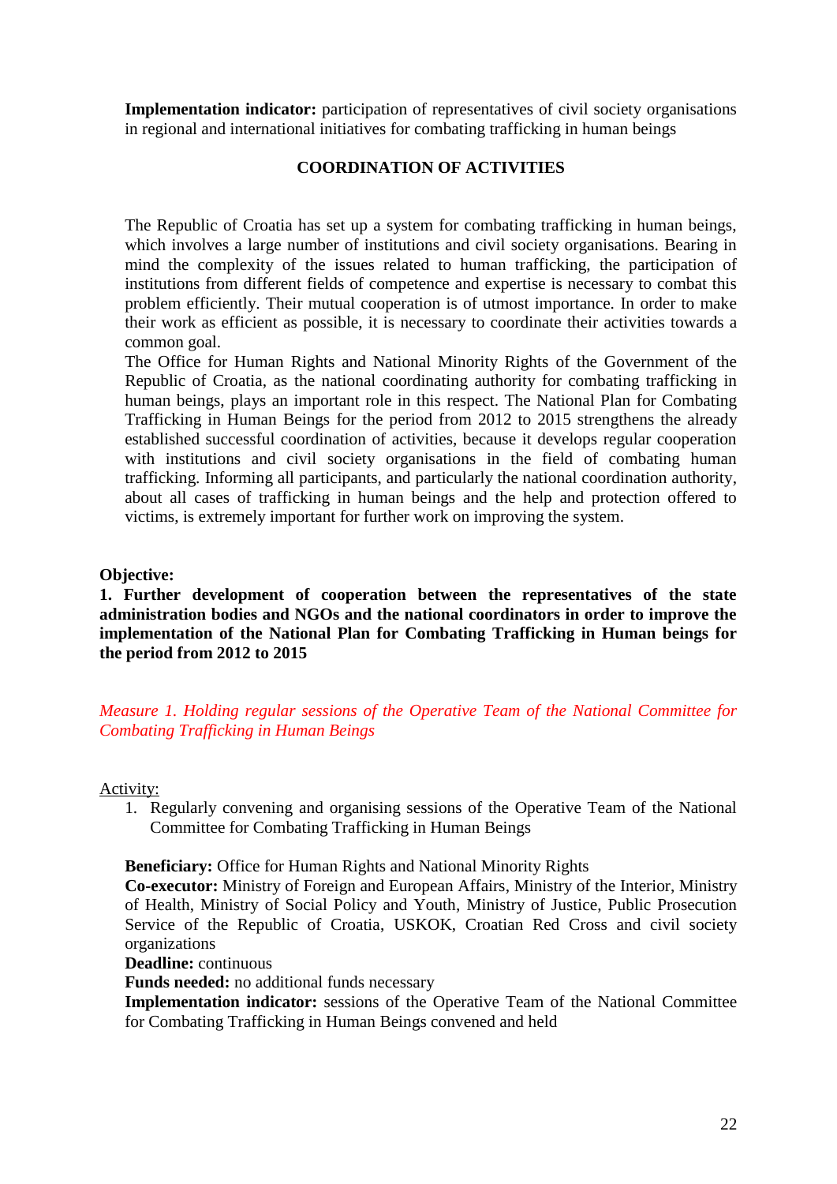**Implementation indicator:** participation of representatives of civil society organisations in regional and international initiatives for combating trafficking in human beings

## COORDINATION OF ACTIVITIES

The Republic of Croatia has set up a system for combating trafficking in human beings, which involves a large number of institutions and civil society organisations. Bearing in mind the complexity of the issues related to human trafficking, the participation of institutions from different fields of competence and expertise is necessary to combat this problem efficiently. Their mutual cooperation is of utmost importance. In order to make their work as efficient as possible, it is necessary to coordinate their activities towards a common goal.

The Office for Human Rights and National Minority Rights of the Government of the Republic of Croatia, as the national coordinating authority for combating trafficking in human beings, plays an important role in this respect. The National Plan for Combating Trafficking in Human Beings for the period from 2012 to 2015 strengthens the already established successful coordination of activities, because it develops regular cooperation with institutions and civil society organisations in the field of combating human trafficking. Informing all participants, and particularly the national coordination authority, about all cases of trafficking in human beings and the help and protection offered to victims, is extremely important for further work on improving the system.

**Objective:**

**1. Further development of cooperation between the representatives of the state administration bodies and NGOs and the national coordinators in order to improve the implementation of the National Plan for Combating Trafficking in Human beings for the period from 2012 to 2015**

*Measure 1. Holding regular sessions of the Operative Team of the National Committee for Combating Trafficking in Human Beings*

Activity:

1. Regularly convening and organising sessions of the Operative Team of the National Committee for Combating Trafficking in Human Beings

**Beneficiary:** Office for Human Rights and National Minority Rights
**Co-executor:** Ministry of Foreign and European Affairs, Ministry of the Interior, Ministry of Health, Ministry of Social Policy and Youth, Ministry of Justice, Public Prosecution Service of the Republic of Croatia, USKOK, Croatian Red Cross and civil society organizations
**Deadline:** continuous
**Funds needed:** no additional funds necessary
**Implementation indicator:** sessions of the Operative Team of the National Committee for Combating Trafficking in Human Beings convened and held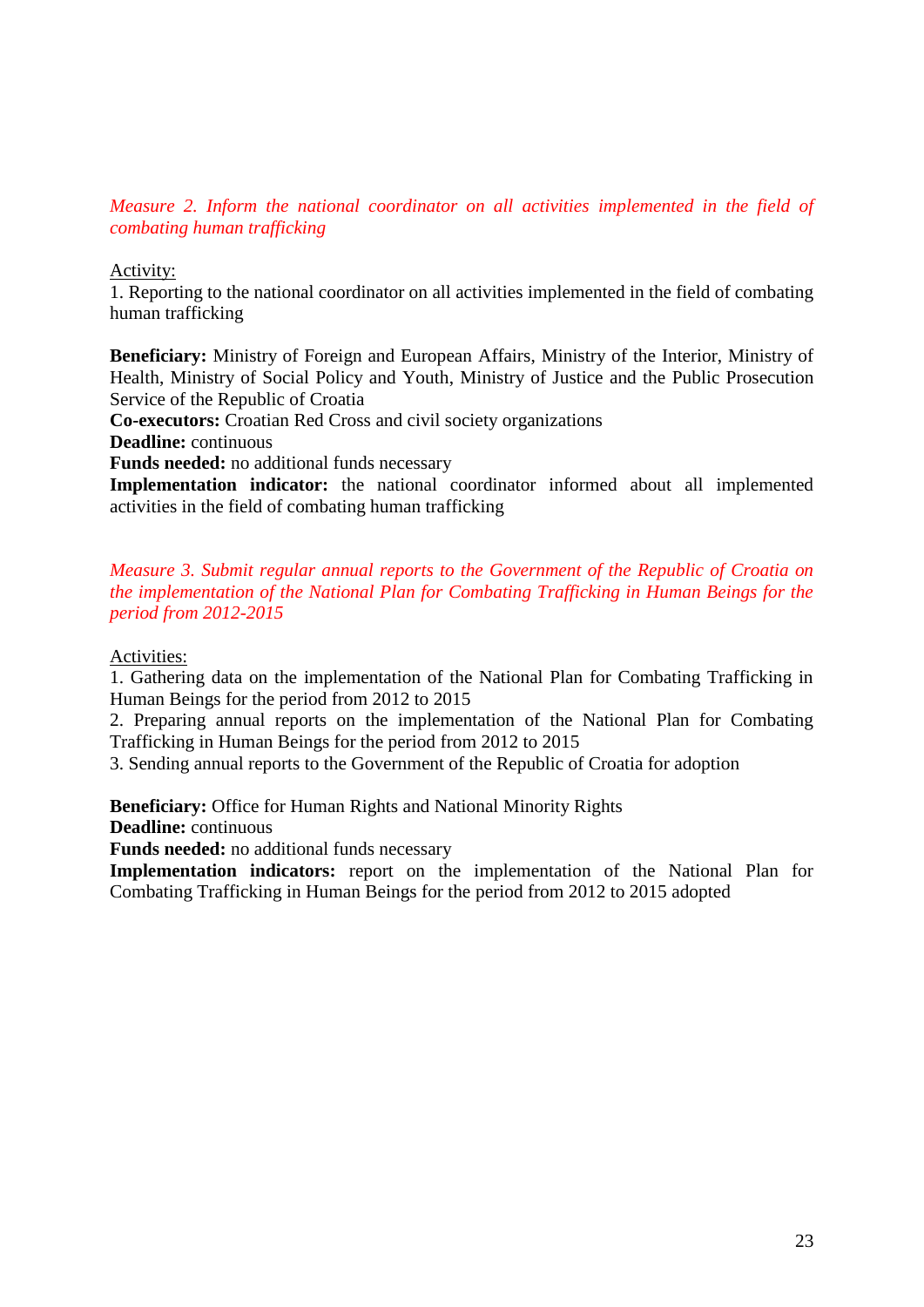*Measure 2. Inform the national coordinator on all activities implemented in the field of combating human trafficking*

Activity:

1. Reporting to the national coordinator on all activities implemented in the field of combating human trafficking

**Beneficiary:** Ministry of Foreign and European Affairs, Ministry of the Interior, Ministry of Health, Ministry of Social Policy and Youth, Ministry of Justice and the Public Prosecution Service of the Republic of Croatia
**Co-executors:** Croatian Red Cross and civil society organizations
**Deadline:** continuous
**Funds needed:** no additional funds necessary
**Implementation indicator:** the national coordinator informed about all implemented activities in the field of combating human trafficking

*Measure 3. Submit regular annual reports to the Government of the Republic of Croatia on the implementation of the National Plan for Combating Trafficking in Human Beings for the period from 2012-2015*

Activities:

1. Gathering data on the implementation of the National Plan for Combating Trafficking in Human Beings for the period from 2012 to 2015
2. Preparing annual reports on the implementation of the National Plan for Combating Trafficking in Human Beings for the period from 2012 to 2015
3. Sending annual reports to the Government of the Republic of Croatia for adoption

**Beneficiary:** Office for Human Rights and National Minority Rights
**Deadline:** continuous
**Funds needed:** no additional funds necessary
**Implementation indicators:** report on the implementation of the National Plan for Combating Trafficking in Human Beings for the period from 2012 to 2015 adopted